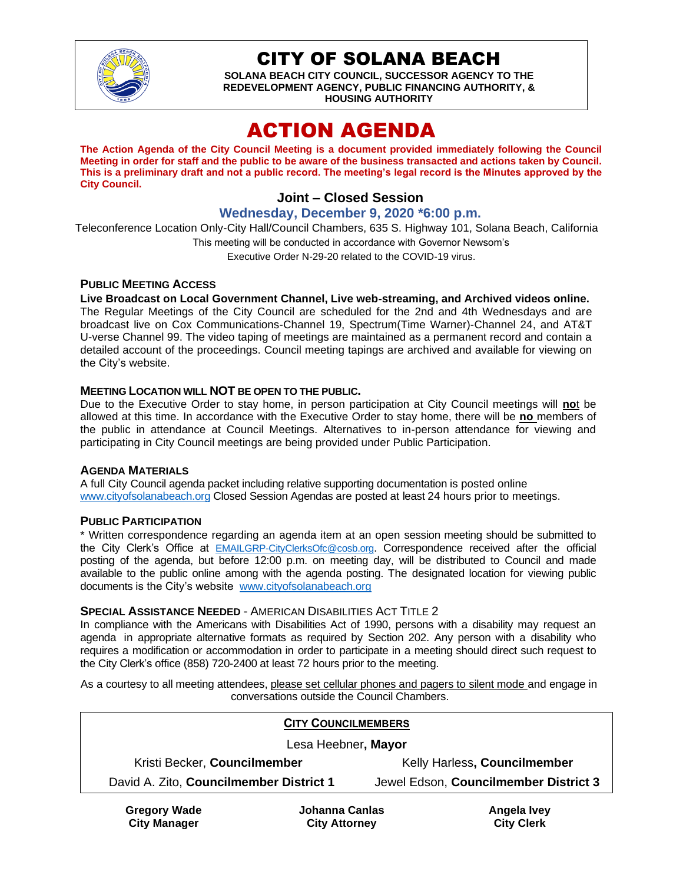# CITY OF SOLANA BEACH

**SOLANA BEACH CITY COUNCIL, SUCCESSOR AGENCY TO THE REDEVELOPMENT AGENCY, PUBLIC FINANCING AUTHORITY, & HOUSING AUTHORITY**

# ACTION AGENDA

**The Action Agenda of the City Council Meeting is a document provided immediately following the Council Meeting in order for staff and the public to be aware of the business transacted and actions taken by Council. This is a preliminary draft and not a public record. The meeting's legal record is the Minutes approved by the City Council.**

## Joint – Closed Session

### Wednesday, December 9, 2020 *6:00 p.m.

Teleconference Location Only-City Hall/Council Chambers, 635 S. Highway 101, Solana Beach, California

This meeting will be conducted in accordance with Governor Newsom's Executive Order N-29-20 related to the COVID-19 virus.

#### PUBLIC MEETING ACCESS

**Live Broadcast on Local Government Channel, Live web-streaming, and Archived videos online.** The Regular Meetings of the City Council are scheduled for the 2nd and 4th Wednesdays and are broadcast live on Cox Communications-Channel 19, Spectrum(Time Warner)-Channel 24, and AT&T U-verse Channel 99. The video taping of meetings are maintained as a permanent record and contain a detailed account of the proceedings. Council meeting tapings are archived and available for viewing on the City's website.

#### MEETING LOCATION WILL NOT BE OPEN TO THE PUBLIC.

Due to the Executive Order to stay home, in person participation at City Council meetings will **no**t be allowed at this time. In accordance with the Executive Order to stay home, there will be **no** members of the public in attendance at Council Meetings. Alternatives to in-person attendance for viewing and participating in City Council meetings are being provided under Public Participation.

#### AGENDA MATERIALS

A full City Council agenda packet including relative supporting documentation is posted online www.cityofsolanabeach.org Closed Session Agendas are posted at least 24 hours prior to meetings.

#### PUBLIC PARTICIPATION

* Written correspondence regarding an agenda item at an open session meeting should be submitted to the City Clerk's Office at EMAILGRP-CityClerksOfc@cosb.org. Correspondence received after the official posting of the agenda, but before 12:00 p.m. on meeting day, will be distributed to Council and made available to the public online among with the agenda posting. The designated location for viewing public documents is the City's website www.cityofsolanabeach.org

#### SPECIAL ASSISTANCE NEEDED - AMERICAN DISABILITIES ACT TITLE 2

In compliance with the Americans with Disabilities Act of 1990, persons with a disability may request an agenda in appropriate alternative formats as required by Section 202. Any person with a disability who requires a modification or accommodation in order to participate in a meeting should direct such request to the City Clerk's office (858) 720-2400 at least 72 hours prior to the meeting.

As a courtesy to all meeting attendees, please set cellular phones and pagers to silent mode and engage in conversations outside the Council Chambers.

**CITY COUNCILMEMBERS**

Lesa Heebner, **Mayor**

| | |
|---|---|
| Kristi Becker, **Councilmember** | Kelly Harless, **Councilmember** |
| David A. Zito, **Councilmember District 1** | Jewel Edson, **Councilmember District 3** |

| | | |
|---|---|---|
| **Gregory Wade** | **Johanna Canlas** | **Angela Ivey** |
| **City Manager** | **City Attorney** | **City Clerk** |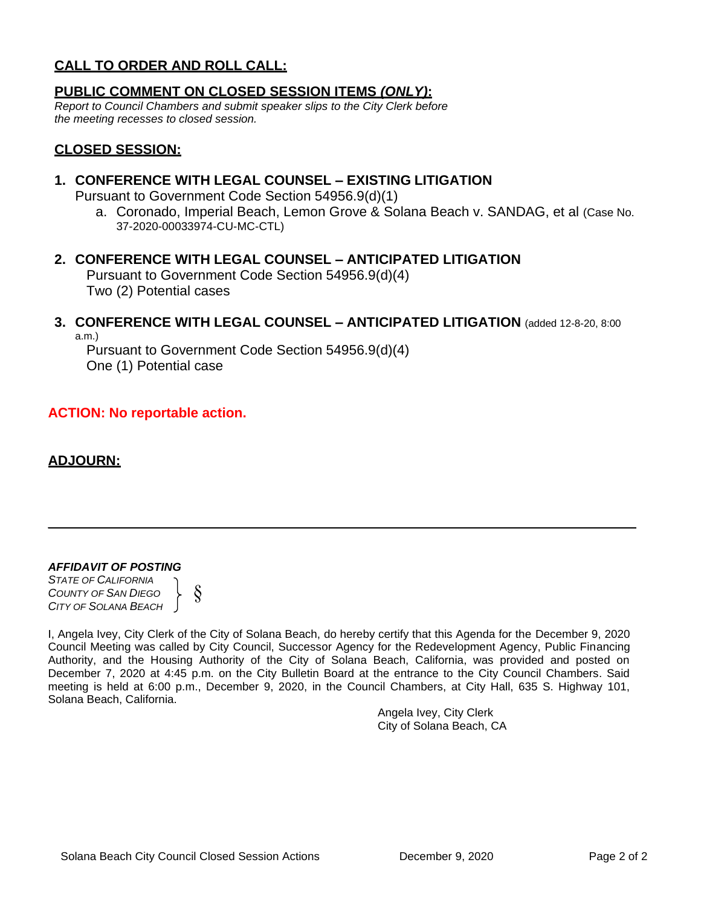## CALL TO ORDER AND ROLL CALL:

## PUBLIC COMMENT ON CLOSED SESSION ITEMS *(ONLY)*:

*Report to Council Chambers and submit speaker slips to the City Clerk before the meeting recesses to closed session.*

## CLOSED SESSION:

**1. CONFERENCE WITH LEGAL COUNSEL – EXISTING LITIGATION**

Pursuant to Government Code Section 54956.9(d)(1)

a. Coronado, Imperial Beach, Lemon Grove & Solana Beach v. SANDAG, et al (Case No. 37-2020-00033974-CU-MC-CTL)

**2. CONFERENCE WITH LEGAL COUNSEL – ANTICIPATED LITIGATION**

Pursuant to Government Code Section 54956.9(d)(4)

Two (2) Potential cases

**3. CONFERENCE WITH LEGAL COUNSEL – ANTICIPATED LITIGATION** (added 12-8-20, 8:00 a.m.)

Pursuant to Government Code Section 54956.9(d)(4)

One (1) Potential case

**ACTION: No reportable action.**

## ADJOURN:

---

***AFFIDAVIT OF POSTING***

*STATE OF CALIFORNIA*
*COUNTY OF SAN DIEGO* } §
*CITY OF SOLANA BEACH*

I, Angela Ivey, City Clerk of the City of Solana Beach, do hereby certify that this Agenda for the December 9, 2020 Council Meeting was called by City Council, Successor Agency for the Redevelopment Agency, Public Financing Authority, and the Housing Authority of the City of Solana Beach, California, was provided and posted on December 7, 2020 at 4:45 p.m. on the City Bulletin Board at the entrance to the City Council Chambers. Said meeting is held at 6:00 p.m., December 9, 2020, in the Council Chambers, at City Hall, 635 S. Highway 101, Solana Beach, California.

Angela Ivey, City Clerk
City of Solana Beach, CA